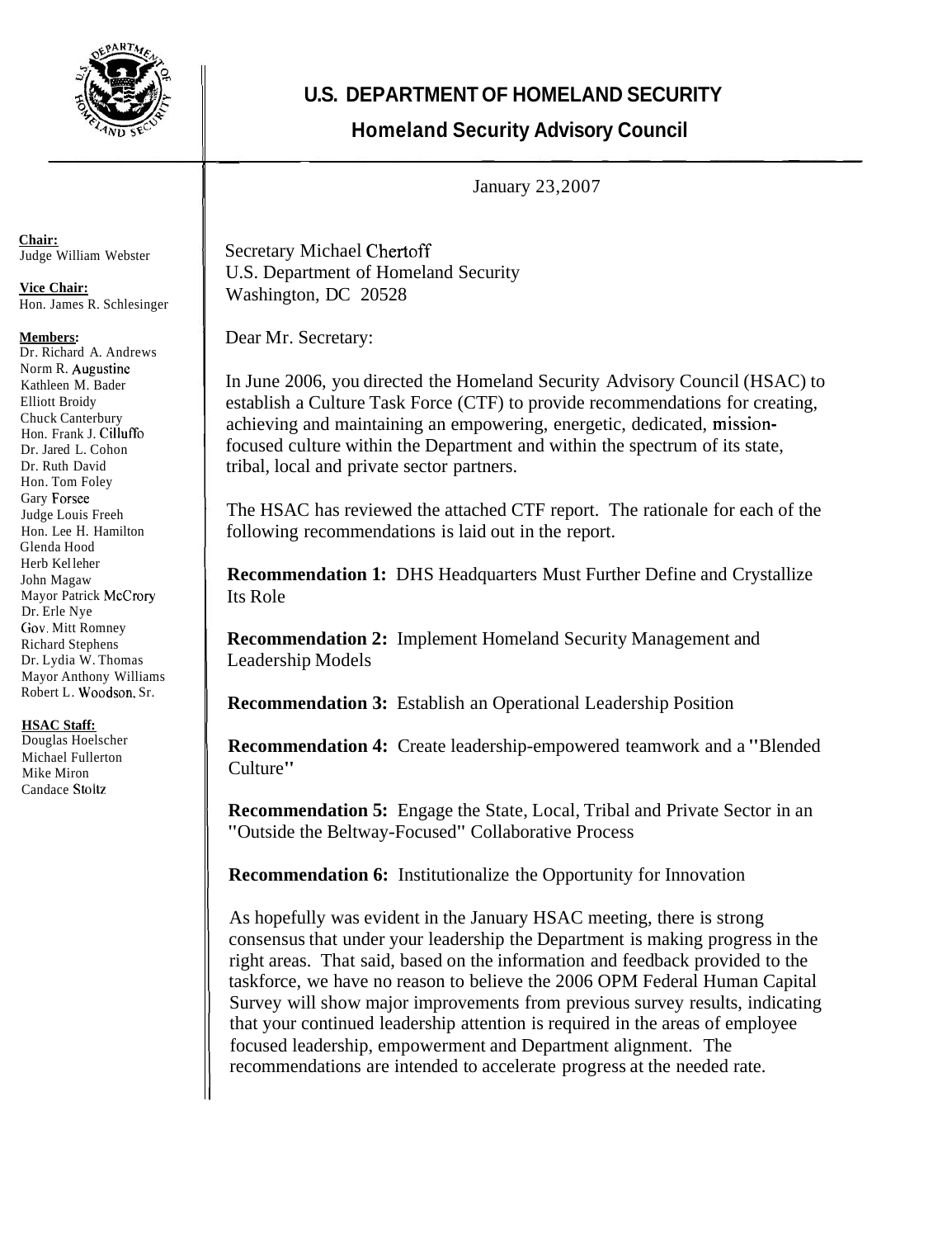# U.S. DEPARTMENT OF HOMELAND SECURITY

## Homeland Security Advisory Council

**Chair:**
Judge William Webster

**Vice Chair:**
Hon. James R. Schlesinger

**Members:**
Dr. Richard A. Andrews
Norm R. Augustine
Kathleen M. Bader
Elliott Broidy
Chuck Canterbury
Hon. Frank J. Cilluffo
Dr. Jared L. Cohon
Dr. Ruth David
Hon. Tom Foley
Gary Forsee
Judge Louis Freeh
Hon. Lee H. Hamilton
Glenda Hood
Herb Kelleher
John Magaw
Mayor Patrick McCrory
Dr. Erle Nye
Gov. Mitt Romney
Richard Stephens
Dr. Lydia W. Thomas
Mayor Anthony Williams
Robert L. Woodson, Sr.

**HSAC Staff:**
Douglas Hoelscher
Michael Fullerton
Mike Miron
Candace Stoltz

January 23, 2007

Secretary Michael Chertoff
U.S. Department of Homeland Security
Washington, DC 20528

Dear Mr. Secretary:

In June 2006, you directed the Homeland Security Advisory Council (HSAC) to establish a Culture Task Force (CTF) to provide recommendations for creating, achieving and maintaining an empowering, energetic, dedicated, mission-focused culture within the Department and within the spectrum of its state, tribal, local and private sector partners.

The HSAC has reviewed the attached CTF report. The rationale for each of the following recommendations is laid out in the report.

**Recommendation 1:** DHS Headquarters Must Further Define and Crystallize Its Role

**Recommendation 2:** Implement Homeland Security Management and Leadership Models

**Recommendation 3:** Establish an Operational Leadership Position

**Recommendation 4:** Create leadership-empowered teamwork and a "Blended Culture"

**Recommendation 5:** Engage the State, Local, Tribal and Private Sector in an "Outside the Beltway-Focused" Collaborative Process

**Recommendation 6:** Institutionalize the Opportunity for Innovation

As hopefully was evident in the January HSAC meeting, there is strong consensus that under your leadership the Department is making progress in the right areas. That said, based on the information and feedback provided to the taskforce, we have no reason to believe the 2006 OPM Federal Human Capital Survey will show major improvements from previous survey results, indicating that your continued leadership attention is required in the areas of employee focused leadership, empowerment and Department alignment. The recommendations are intended to accelerate progress at the needed rate.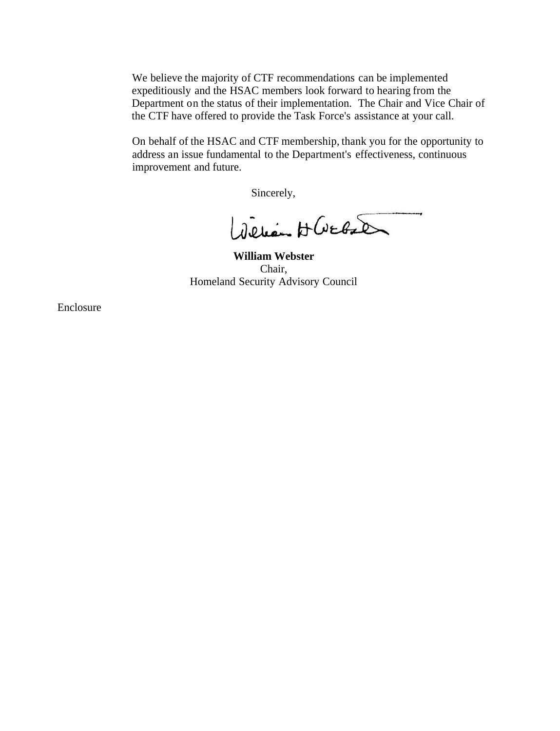We believe the majority of CTF recommendations can be implemented expeditiously and the HSAC members look forward to hearing from the Department on the status of their implementation. The Chair and Vice Chair of the CTF have offered to provide the Task Force's assistance at your call.

On behalf of the HSAC and CTF membership, thank you for the opportunity to address an issue fundamental to the Department's effectiveness, continuous improvement and future.

Sincerely,

**William Webster**
Chair,
Homeland Security Advisory Council

Enclosure